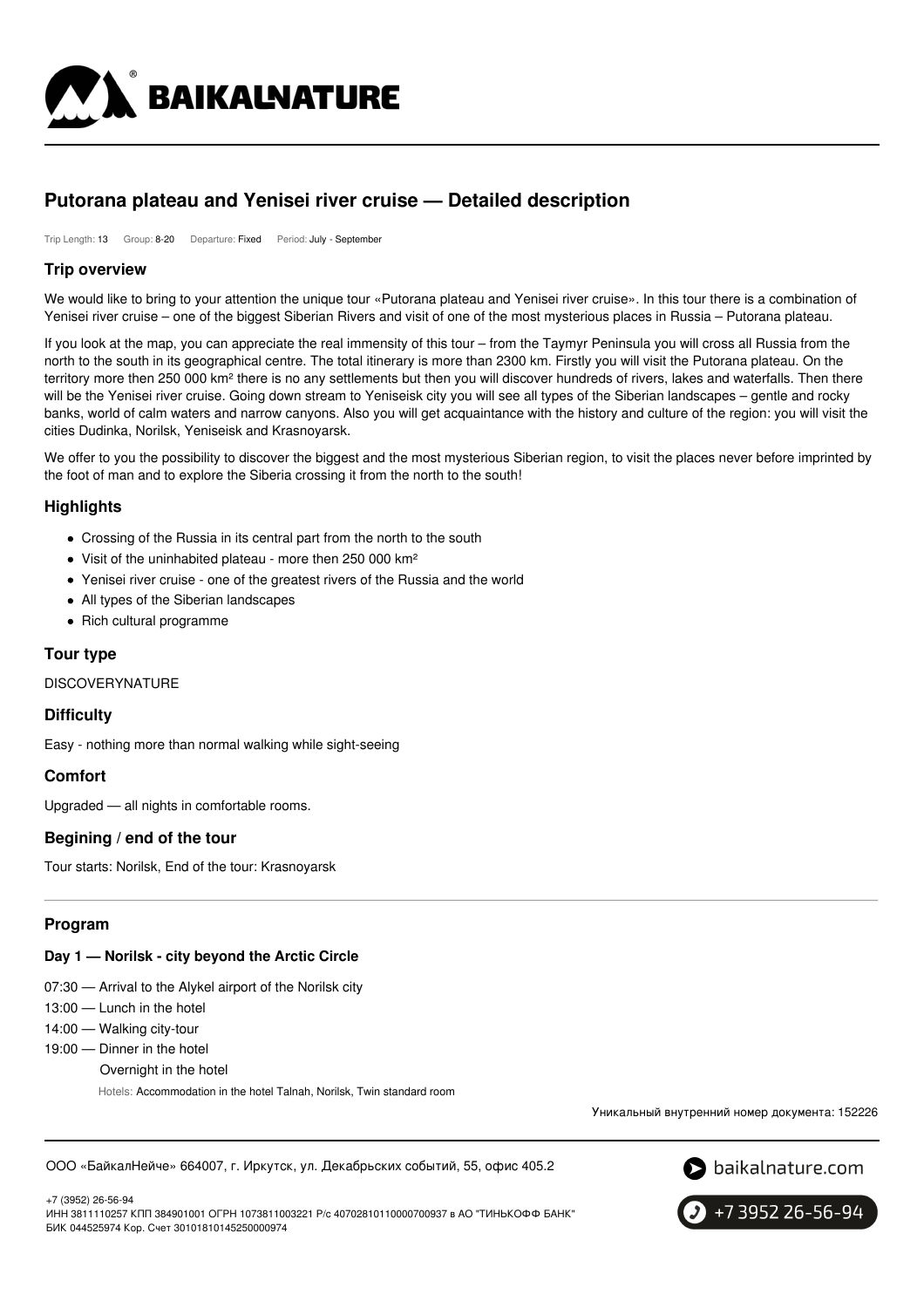# Putorana plateau and Yenisei river cruise — Detailed description

Trip Length: 13 Group: 8-20 Departure: Fixed Period: July - September

## Trip overview

We would like to bring to your attention the unique tour «Putorana plateau and Yenisei river cruise». In this tour there is a combination of Yenisei river cruise – one of the biggest Siberian Rivers and visit of one of the most mysterious places in Russia – Putorana plateau.

If you look at the map, you can appreciate the real immensity of this tour – from the Taymyr Peninsula you will cross all Russia from the north to the south in its geographical centre. The total itinerary is more than 2300 km. Firstly you will visit the Putorana plateau. On the territory more then 250 000 km² there is no any settlements but then you will discover hundreds of rivers, lakes and waterfalls. Then there will be the Yenisei river cruise. Going down stream to Yeniseisk city you will see all types of the Siberian landscapes – gentle and rocky banks, world of calm waters and narrow canyons. Also you will get acquaintance with the history and culture of the region: you will visit the cities Dudinka, Norilsk, Yeniseisk and Krasnoyarsk.

We offer to you the possibility to discover the biggest and the most mysterious Siberian region, to visit the places never before imprinted by the foot of man and to explore the Siberia crossing it from the north to the south!

## Highlights

- Crossing of the Russia in its central part from the north to the south
- Visit of the uninhabited plateau - more then 250 000 km²
- Yenisei river cruise - one of the greatest rivers of the Russia and the world
- All types of the Siberian landscapes
- Rich cultural programme

## Tour type

DISCOVERYNATURE

## Difficulty

Easy - nothing more than normal walking while sight-seeing

## Comfort

Upgraded — all nights in comfortable rooms.

## Begining / end of the tour

Tour starts: Norilsk, End of the tour: Krasnoyarsk

## Program

### Day 1 — Norilsk - city beyond the Arctic Circle

07:30 — Arrival to the Alykel airport of the Norilsk city
13:00 — Lunch in the hotel
14:00 — Walking city-tour
19:00 — Dinner in the hotel
Overnight in the hotel

Hotels: Accommodation in the hotel Talnah, Norilsk, Twin standard room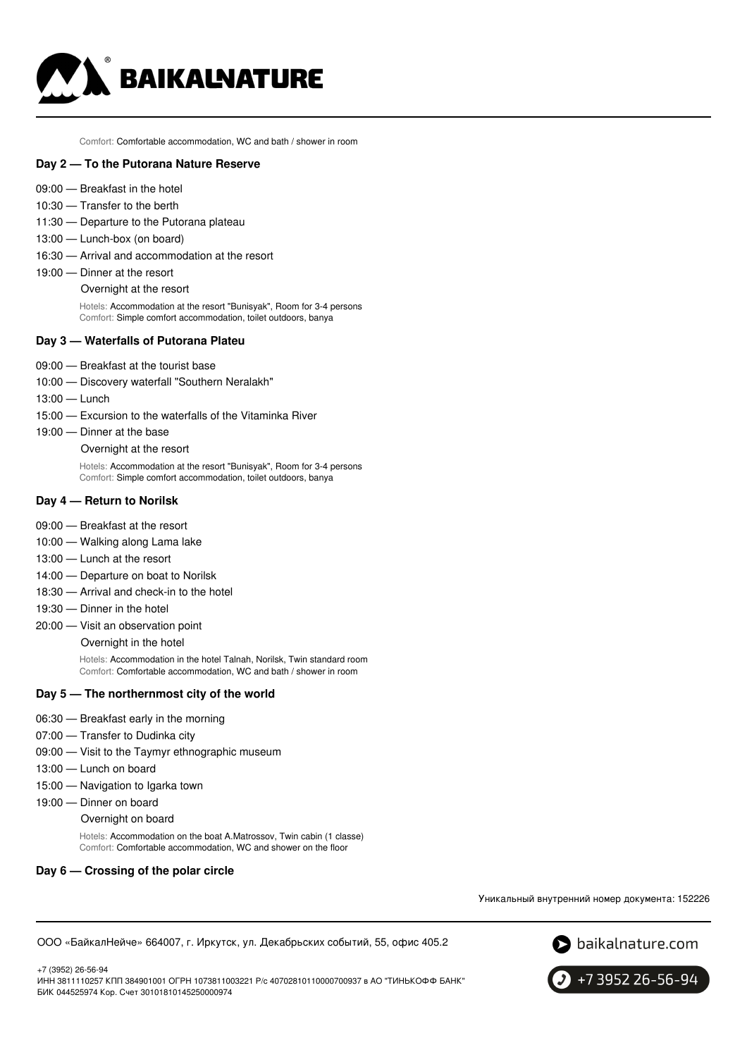Comfort: Comfortable accommodation, WC and bath / shower in room

**Day 2 — To the Putorana Nature Reserve**

09:00 — Breakfast in the hotel
10:30 — Transfer to the berth
11:30 — Departure to the Putorana plateau
13:00 — Lunch-box (on board)
16:30 — Arrival and accommodation at the resort
19:00 — Dinner at the resort
Overnight at the resort

Hotels: Accommodation at the resort "Bunisyak", Room for 3-4 persons
Comfort: Simple comfort accommodation, toilet outdoors, banya

**Day 3 — Waterfalls of Putorana Plateu**

09:00 — Breakfast at the tourist base
10:00 — Discovery waterfall "Southern Neralakh"
13:00 — Lunch
15:00 — Excursion to the waterfalls of the Vitaminka River
19:00 — Dinner at the base
Overnight at the resort

Hotels: Accommodation at the resort "Bunisyak", Room for 3-4 persons
Comfort: Simple comfort accommodation, toilet outdoors, banya

**Day 4 — Return to Norilsk**

09:00 — Breakfast at the resort
10:00 — Walking along Lama lake
13:00 — Lunch at the resort
14:00 — Departure on boat to Norilsk
18:30 — Arrival and check-in to the hotel
19:30 — Dinner in the hotel
20:00 — Visit an observation point
Overnight in the hotel

Hotels: Accommodation in the hotel Talnah, Norilsk, Twin standard room
Comfort: Comfortable accommodation, WC and bath / shower in room

**Day 5 — The northernmost city of the world**

06:30 — Breakfast early in the morning
07:00 — Transfer to Dudinka city
09:00 — Visit to the Taymyr ethnographic museum
13:00 — Lunch on board
15:00 — Navigation to Igarka town
19:00 — Dinner on board
Overnight on board

Hotels: Accommodation on the boat A.Matrossov, Twin cabin (1 classe)
Comfort: Comfortable accommodation, WC and shower on the floor

**Day 6 — Crossing of the polar circle**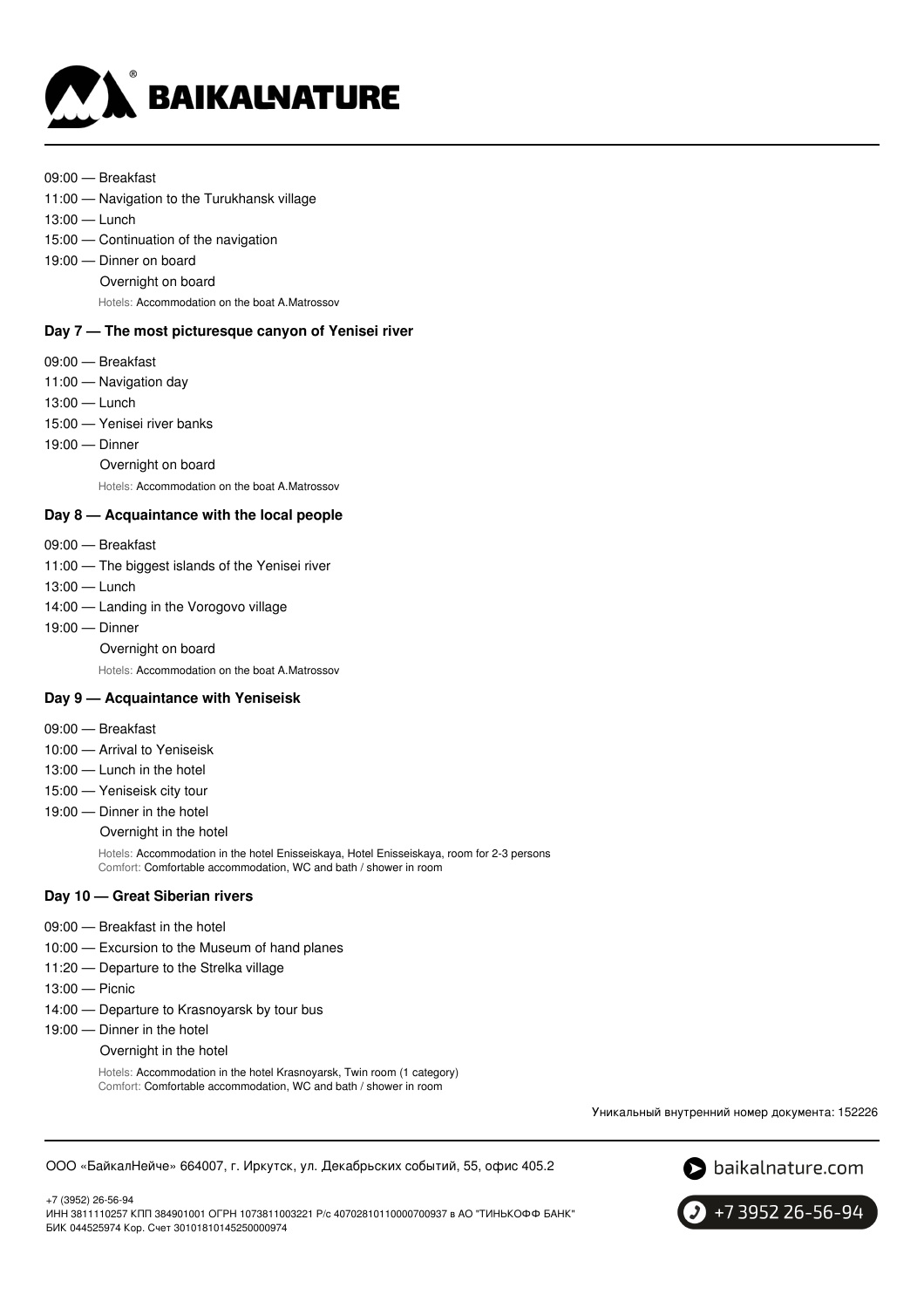09:00 — Breakfast

11:00 — Navigation to the Turukhansk village

13:00 — Lunch

15:00 — Continuation of the navigation

19:00 — Dinner on board

Overnight on board

Hotels: Accommodation on the boat A.Matrossov

### Day 7 — The most picturesque canyon of Yenisei river

09:00 — Breakfast

11:00 — Navigation day

13:00 — Lunch

15:00 — Yenisei river banks

19:00 — Dinner

Overnight on board

Hotels: Accommodation on the boat A.Matrossov

### Day 8 — Acquaintance with the local people

09:00 — Breakfast

11:00 — The biggest islands of the Yenisei river

13:00 — Lunch

14:00 — Landing in the Vorogovo village

19:00 — Dinner

Overnight on board

Hotels: Accommodation on the boat A.Matrossov

### Day 9 — Acquaintance with Yeniseisk

09:00 — Breakfast

10:00 — Arrival to Yeniseisk

13:00 — Lunch in the hotel

15:00 — Yeniseisk city tour

19:00 — Dinner in the hotel

Overnight in the hotel

Hotels: Accommodation in the hotel Enisseiskaya, Hotel Enisseiskaya, room for 2-3 persons
Comfort: Comfortable accommodation, WC and bath / shower in room

### Day 10 — Great Siberian rivers

09:00 — Breakfast in the hotel

10:00 — Excursion to the Museum of hand planes

11:20 — Departure to the Strelka village

13:00 — Picnic

14:00 — Departure to Krasnoyarsk by tour bus

19:00 — Dinner in the hotel

Overnight in the hotel

Hotels: Accommodation in the hotel Krasnoyarsk, Twin room (1 category)
Comfort: Comfortable accommodation, WC and bath / shower in room

Уникальный внутренний номер документа: 152226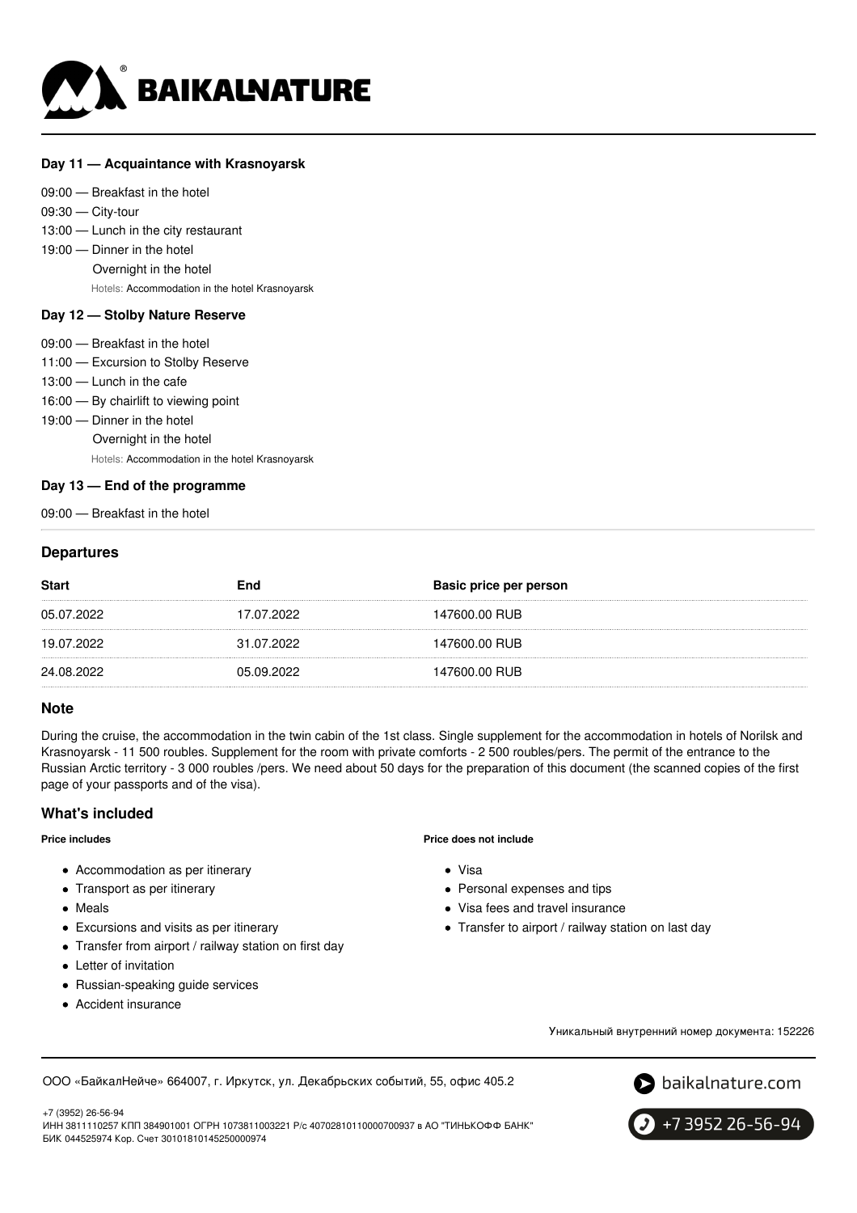### Day 11 — Acquaintance with Krasnoyarsk

09:00 — Breakfast in the hotel
09:30 — City-tour
13:00 — Lunch in the city restaurant
19:00 — Dinner in the hotel
Overnight in the hotel
Hotels: Accommodation in the hotel Krasnoyarsk

### Day 12 — Stolby Nature Reserve

09:00 — Breakfast in the hotel
11:00 — Excursion to Stolby Reserve
13:00 — Lunch in the cafe
16:00 — By chairlift to viewing point
19:00 — Dinner in the hotel
Overnight in the hotel
Hotels: Accommodation in the hotel Krasnoyarsk

### Day 13 — End of the programme

09:00 — Breakfast in the hotel

## Departures

| Start | End | Basic price per person |
| --- | --- | --- |
| 05.07.2022 | 17.07.2022 | 147600.00 RUB |
| 19.07.2022 | 31.07.2022 | 147600.00 RUB |
| 24.08.2022 | 05.09.2022 | 147600.00 RUB |

## Note

During the cruise, the accommodation in the twin cabin of the 1st class. Single supplement for the accommodation in hotels of Norilsk and Krasnoyarsk - 11 500 roubles. Supplement for the room with private comforts - 2 500 roubles/pers. The permit of the entrance to the Russian Arctic territory - 3 000 roubles /pers. We need about 50 days for the preparation of this document (the scanned copies of the first page of your passports and of the visa).

## What's included

**Price includes**

- Accommodation as per itinerary
- Transport as per itinerary
- Meals
- Excursions and visits as per itinerary
- Transfer from airport / railway station on first day
- Letter of invitation
- Russian-speaking guide services
- Accident insurance

**Price does not include**

- Visa
- Personal expenses and tips
- Visa fees and travel insurance
- Transfer to airport / railway station on last day

Уникальный внутренний номер документа: 152226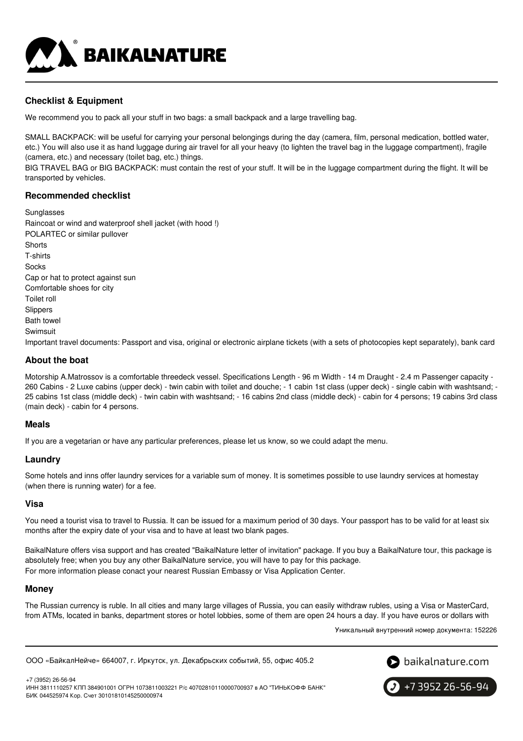## Checklist & Equipment

We recommend you to pack all your stuff in two bags: a small backpack and a large travelling bag.

SMALL BACKPACK: will be useful for carrying your personal belongings during the day (camera, film, personal medication, bottled water, etc.) You will also use it as hand luggage during air travel for all your heavy (to lighten the travel bag in the luggage compartment), fragile (camera, etc.) and necessary (toilet bag, etc.) things.
BIG TRAVEL BAG or BIG BACKPACK: must contain the rest of your stuff. It will be in the luggage compartment during the flight. It will be transported by vehicles.

### Recommended checklist

Sunglasses
Raincoat or wind and waterproof shell jacket (with hood !)
POLARTEC or similar pullover
Shorts
T-shirts
Socks
Cap or hat to protect against sun
Comfortable shoes for city
Toilet roll
Slippers
Bath towel
Swimsuit
Important travel documents: Passport and visa, original or electronic airplane tickets (with a sets of photocopies kept separately), bank card

### About the boat

Motorship A.Matrossov is a comfortable threedeck vessel. Specifications Length - 96 m Width - 14 m Draught - 2.4 m Passenger capacity - 260 Cabins - 2 Luxe cabins (upper deck) - twin cabin with toilet and douche; - 1 cabin 1st class (upper deck) - single cabin with washtsand; - 25 cabins 1st class (middle deck) - twin cabin with washtsand; - 16 cabins 2nd class (middle deck) - cabin for 4 persons; 19 cabins 3rd class (main deck) - cabin for 4 persons.

### Meals

If you are a vegetarian or have any particular preferences, please let us know, so we could adapt the menu.

### Laundry

Some hotels and inns offer laundry services for a variable sum of money. It is sometimes possible to use laundry services at homestay (when there is running water) for a fee.

### Visa

You need a tourist visa to travel to Russia. It can be issued for a maximum period of 30 days. Your passport has to be valid for at least six months after the expiry date of your visa and to have at least two blank pages.

BaikalNature offers visa support and has created "BaikalNature letter of invitation" package. If you buy a BaikalNature tour, this package is absolutely free; when you buy any other BaikalNature service, you will have to pay for this package.
For more information please conact your nearest Russian Embassy or Visa Application Center.

### Money

The Russian currency is ruble. In all cities and many large villages of Russia, you can easily withdraw rubles, using a Visa or MasterCard, from ATMs, located in banks, department stores or hotel lobbies, some of them are open 24 hours a day. If you have euros or dollars with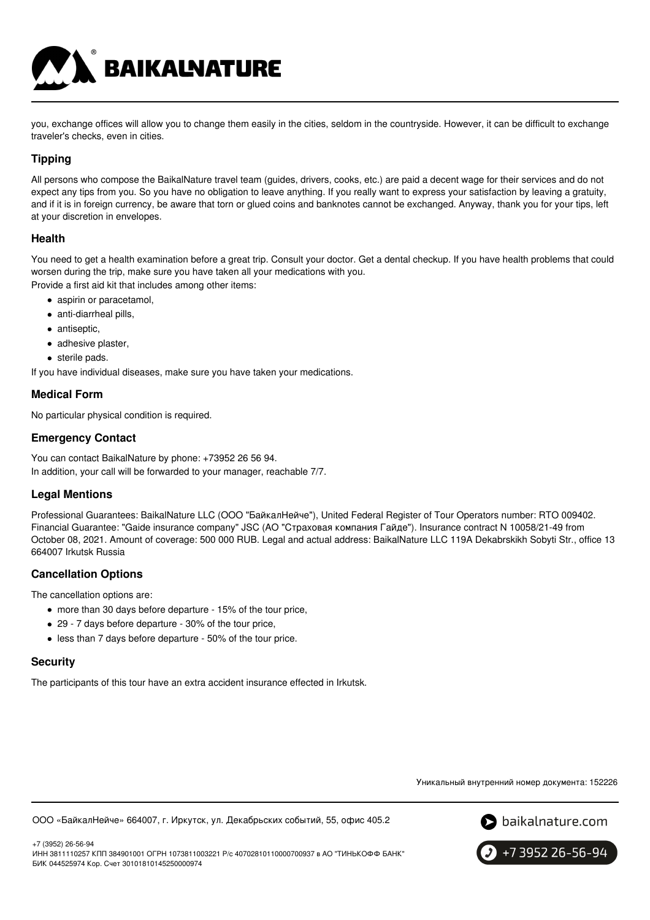you, exchange offices will allow you to change them easily in the cities, seldom in the countryside. However, it can be difficult to exchange traveler's checks, even in cities.

### Tipping

All persons who compose the BaikalNature travel team (guides, drivers, cooks, etc.) are paid a decent wage for their services and do not expect any tips from you. So you have no obligation to leave anything. If you really want to express your satisfaction by leaving a gratuity, and if it is in foreign currency, be aware that torn or glued coins and banknotes cannot be exchanged. Anyway, thank you for your tips, left at your discretion in envelopes.

### Health

You need to get a health examination before a great trip. Consult your doctor. Get a dental checkup. If you have health problems that could worsen during the trip, make sure you have taken all your medications with you.
Provide a first aid kit that includes among other items:

- aspirin or paracetamol,
- anti-diarrheal pills,
- antiseptic,
- adhesive plaster,
- sterile pads.

If you have individual diseases, make sure you have taken your medications.

### Medical Form

No particular physical condition is required.

### Emergency Contact

You can contact BaikalNature by phone: +73952 26 56 94.
In addition, your call will be forwarded to your manager, reachable 7/7.

### Legal Mentions

Professional Guarantees: BaikalNature LLC (ООО "БайкалНейче"), United Federal Register of Tour Operators number: RTO 009402. Financial Guarantee: "Gaide insurance company" JSC (АО "Страховая компания Гайде"). Insurance contract N 10058/21-49 from October 08, 2021. Amount of coverage: 500 000 RUB. Legal and actual address: BaikalNature LLC 119A Dekabrskikh Sobyti Str., office 13 664007 Irkutsk Russia

### Cancellation Options

The cancellation options are:

- more than 30 days before departure - 15% of the tour price,
- 29 - 7 days before departure - 30% of the tour price,
- less than 7 days before departure - 50% of the tour price.

### Security

The participants of this tour have an extra accident insurance effected in Irkutsk.

Уникальный внутренний номер документа: 152226